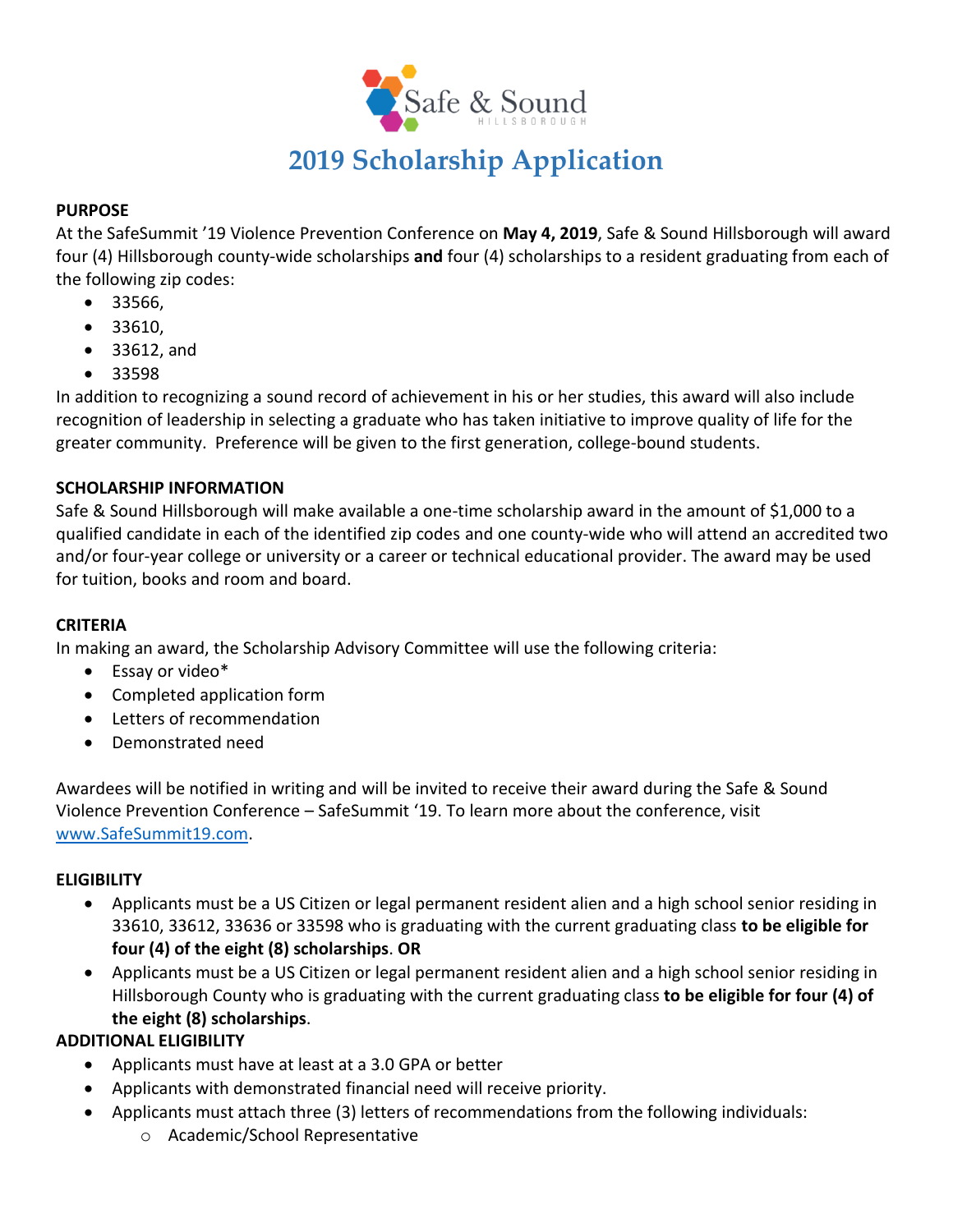Safe & Sound
HILLSBOROUGH

# 2019 Scholarship Application

**PURPOSE**

At the SafeSummit '19 Violence Prevention Conference on **May 4, 2019**, Safe & Sound Hillsborough will award four (4) Hillsborough county-wide scholarships **and** four (4) scholarships to a resident graduating from each of the following zip codes:

- 33566,
- 33610,
- 33612, and
- 33598

In addition to recognizing a sound record of achievement in his or her studies, this award will also include recognition of leadership in selecting a graduate who has taken initiative to improve quality of life for the greater community. Preference will be given to the first generation, college-bound students.

**SCHOLARSHIP INFORMATION**

Safe & Sound Hillsborough will make available a one-time scholarship award in the amount of $1,000 to a qualified candidate in each of the identified zip codes and one county-wide who will attend an accredited two and/or four-year college or university or a career or technical educational provider. The award may be used for tuition, books and room and board.

**CRITERIA**

In making an award, the Scholarship Advisory Committee will use the following criteria:

- Essay or video*
- Completed application form
- Letters of recommendation
- Demonstrated need

Awardees will be notified in writing and will be invited to receive their award during the Safe & Sound Violence Prevention Conference – SafeSummit '19. To learn more about the conference, visit www.SafeSummit19.com.

**ELIGIBILITY**

- Applicants must be a US Citizen or legal permanent resident alien and a high school senior residing in 33610, 33612, 33636 or 33598 who is graduating with the current graduating class **to be eligible for four (4) of the eight (8) scholarships**. **OR**
- Applicants must be a US Citizen or legal permanent resident alien and a high school senior residing in Hillsborough County who is graduating with the current graduating class **to be eligible for four (4) of the eight (8) scholarships**.

**ADDITIONAL ELIGIBILITY**

- Applicants must have at least at a 3.0 GPA or better
- Applicants with demonstrated financial need will receive priority.
- Applicants must attach three (3) letters of recommendations from the following individuals:
  - Academic/School Representative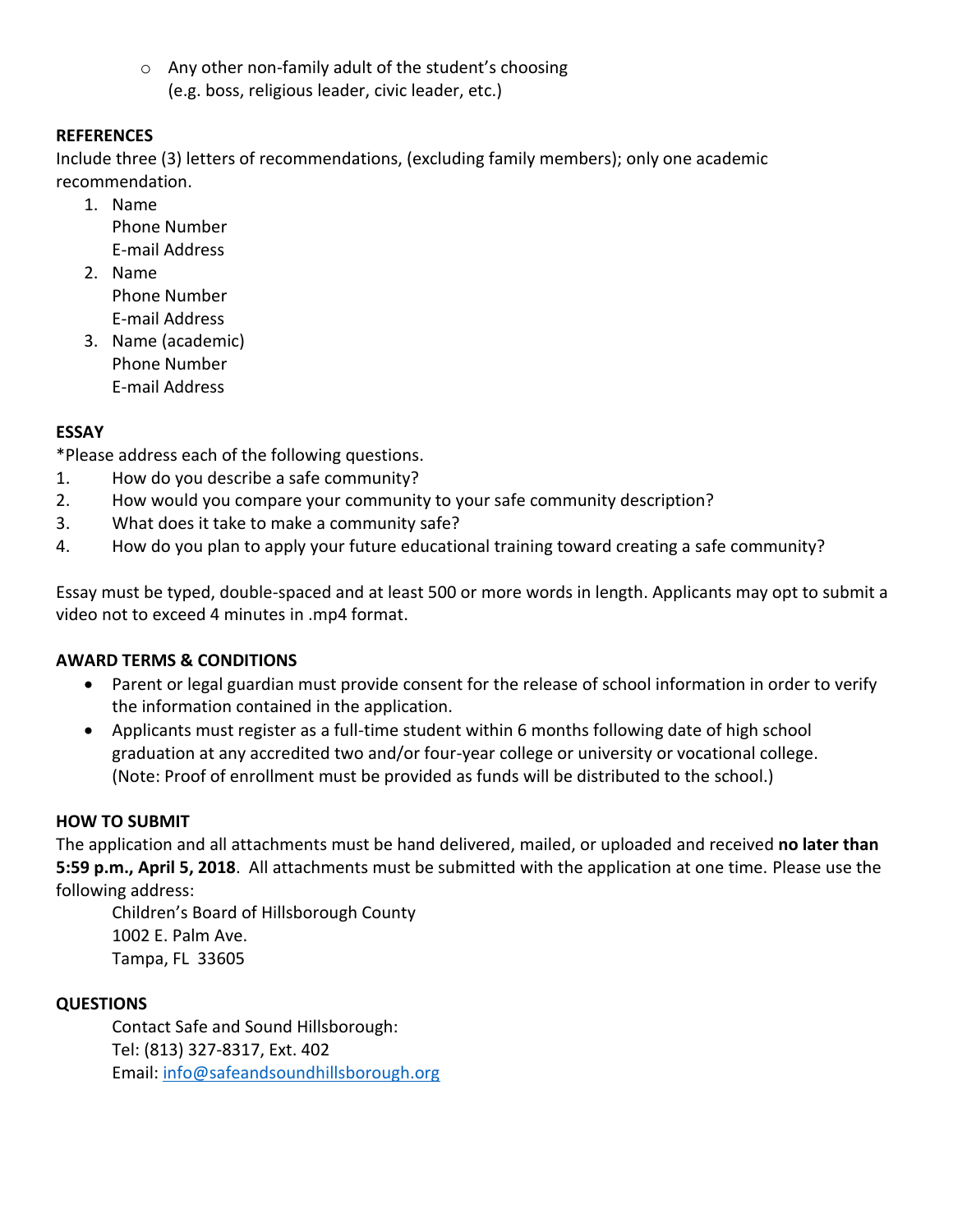- Any other non-family adult of the student's choosing (e.g. boss, religious leader, civic leader, etc.)

**REFERENCES**

Include three (3) letters of recommendations, (excluding family members); only one academic recommendation.

1. Name
   Phone Number
   E-mail Address
2. Name
   Phone Number
   E-mail Address
3. Name (academic)
   Phone Number
   E-mail Address

**ESSAY**

*Please address each of the following questions.

1. How do you describe a safe community?
2. How would you compare your community to your safe community description?
3. What does it take to make a community safe?
4. How do you plan to apply your future educational training toward creating a safe community?

Essay must be typed, double-spaced and at least 500 or more words in length. Applicants may opt to submit a video not to exceed 4 minutes in .mp4 format.

**AWARD TERMS & CONDITIONS**

- Parent or legal guardian must provide consent for the release of school information in order to verify the information contained in the application.
- Applicants must register as a full-time student within 6 months following date of high school graduation at any accredited two and/or four-year college or university or vocational college. (Note: Proof of enrollment must be provided as funds will be distributed to the school.)

**HOW TO SUBMIT**

The application and all attachments must be hand delivered, mailed, or uploaded and received **no later than 5:59 p.m., April 5, 2018**. All attachments must be submitted with the application at one time. Please use the following address:

Children's Board of Hillsborough County
1002 E. Palm Ave.
Tampa, FL 33605

**QUESTIONS**

Contact Safe and Sound Hillsborough:
Tel: (813) 327-8317, Ext. 402
Email: info@safeandsoundhillsborough.org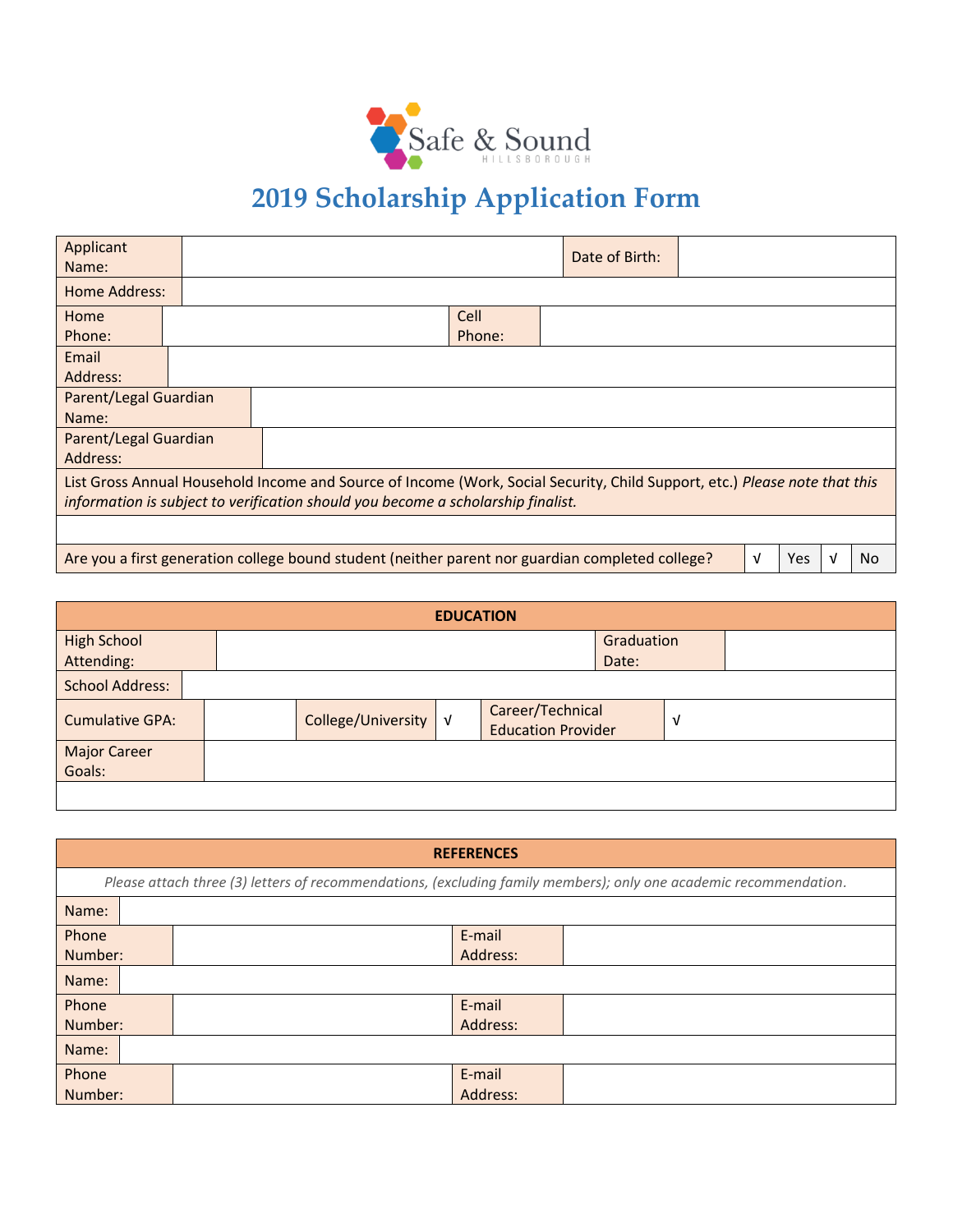Safe & Sound
HILLSBOROUGH

# 2019 Scholarship Application Form

| Applicant Name: | | Date of Birth: | | | |
|---|---|---|---|---|---|
| Home Address: | | | | | |
| Home Phone: | | Cell Phone: | | | |
| Email Address: | | | | | |
| Parent/Legal Guardian Name: | | | | | |
| Parent/Legal Guardian Address: | | | | | |
| List Gross Annual Household Income and Source of Income (Work, Social Security, Child Support, etc.) *Please note that this information is subject to verification should you become a scholarship finalist.* | | | | | |
| | | | | | |
| Are you a first generation college bound student (neither parent nor guardian completed college? | √ | Yes | √ | No | |

| EDUCATION | | | | | |
|---|---|---|---|---|---|
| High School Attending: | | Graduation Date: | | | |
| School Address: | | | | | |
| Cumulative GPA: | | College/University | √ | Career/Technical Education Provider | √ |
| Major Career Goals: | | | | | |
| | | | | | |

| REFERENCES | | | |
|---|---|---|---|
| *Please attach three (3) letters of recommendations, (excluding family members); only one academic recommendation.* | | | |
| Name: | | | |
| Phone Number: | | E-mail Address: | |
| Name: | | | |
| Phone Number: | | E-mail Address: | |
| Name: | | | |
| Phone Number: | | E-mail Address: | |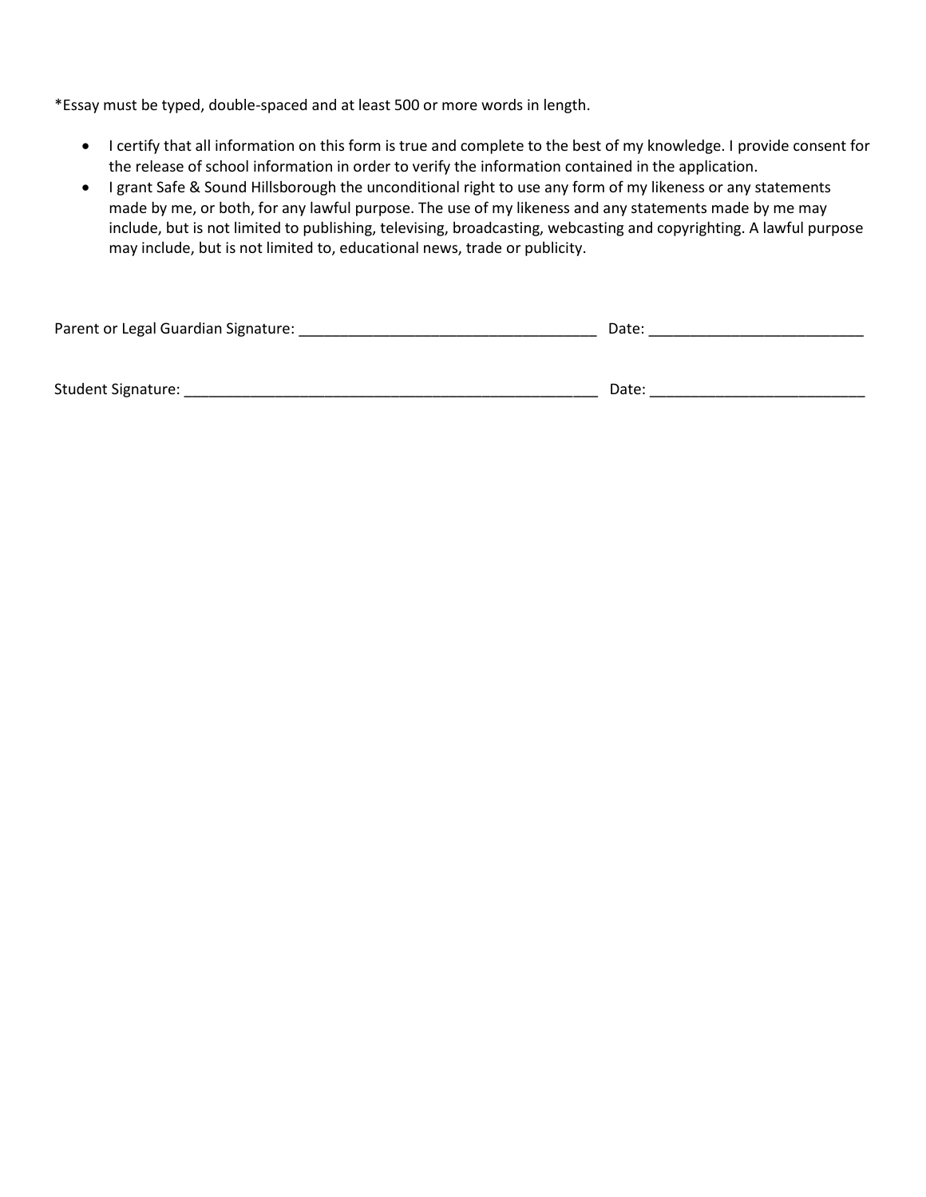*Essay must be typed, double-spaced and at least 500 or more words in length.

- I certify that all information on this form is true and complete to the best of my knowledge. I provide consent for the release of school information in order to verify the information contained in the application.
- I grant Safe & Sound Hillsborough the unconditional right to use any form of my likeness or any statements made by me, or both, for any lawful purpose. The use of my likeness and any statements made by me may include, but is not limited to publishing, televising, broadcasting, webcasting and copyrighting. A lawful purpose may include, but is not limited to, educational news, trade or publicity.

Parent or Legal Guardian Signature: ______________________________________ Date: ___________________________

Student Signature: ______________________________________________________ Date: ___________________________